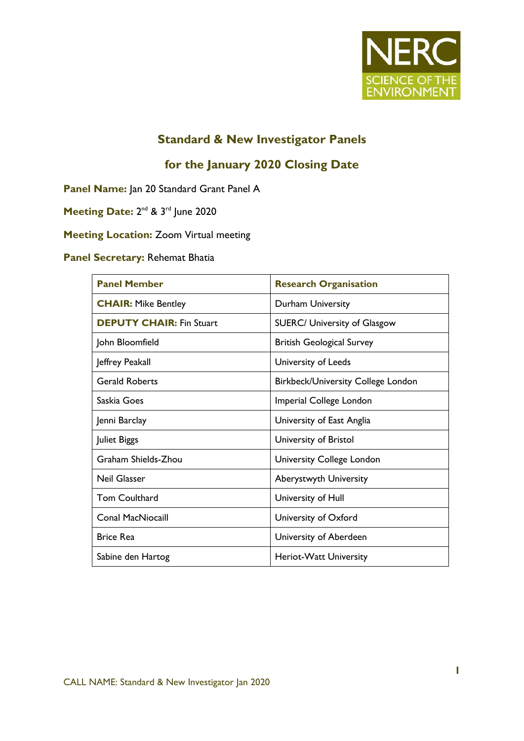NERC
SCIENCE OF THE ENVIRONMENT

## Standard & New Investigator Panels

## for the January 2020 Closing Date

**Panel Name:** Jan 20 Standard Grant Panel A

**Meeting Date:** 2nd & 3rd June 2020

**Meeting Location:** Zoom Virtual meeting

**Panel Secretary:** Rehemat Bhatia

| Panel Member | Research Organisation |
|---|---|
| **CHAIR:** Mike Bentley | Durham University |
| **DEPUTY CHAIR:** Fin Stuart | SUERC/ University of Glasgow |
| John Bloomfield | British Geological Survey |
| Jeffrey Peakall | University of Leeds |
| Gerald Roberts | Birkbeck/University College London |
| Saskia Goes | Imperial College London |
| Jenni Barclay | University of East Anglia |
| Juliet Biggs | University of Bristol |
| Graham Shields-Zhou | University College London |
| Neil Glasser | Aberystwyth University |
| Tom Coulthard | University of Hull |
| Conal MacNiocaill | University of Oxford |
| Brice Rea | University of Aberdeen |
| Sabine den Hartog | Heriot-Watt University |

CALL NAME: Standard & New Investigator Jan 2020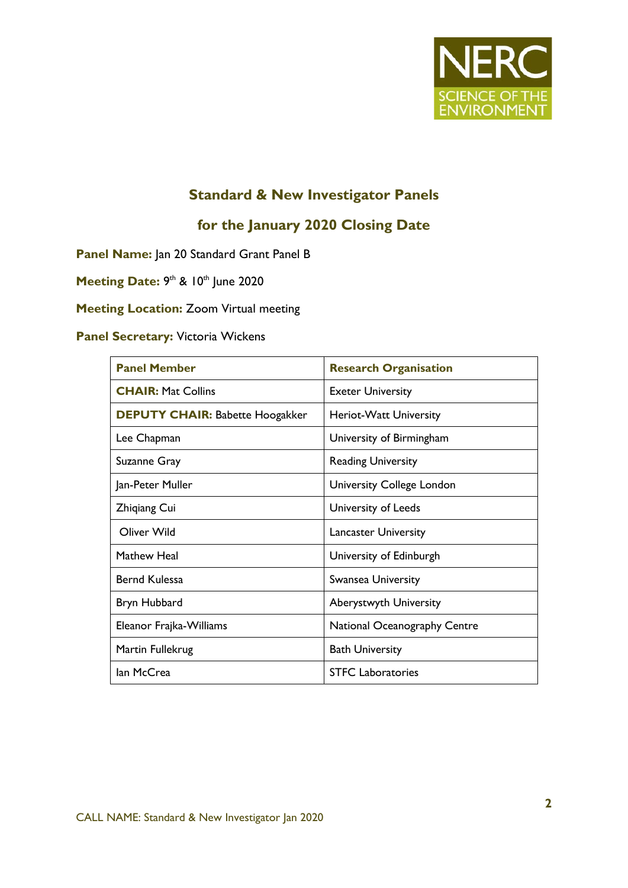## Standard & New Investigator Panels

## for the January 2020 Closing Date

**Panel Name:** Jan 20 Standard Grant Panel B

**Meeting Date:** 9th & 10th June 2020

**Meeting Location:** Zoom Virtual meeting

**Panel Secretary:** Victoria Wickens

| **Panel Member** | **Research Organisation** |
|---|---|
| **CHAIR:** Mat Collins | Exeter University |
| **DEPUTY CHAIR:** Babette Hoogakker | Heriot-Watt University |
| Lee Chapman | University of Birmingham |
| Suzanne Gray | Reading University |
| Jan-Peter Muller | University College London |
| Zhiqiang Cui | University of Leeds |
| Oliver Wild | Lancaster University |
| Mathew Heal | University of Edinburgh |
| Bernd Kulessa | Swansea University |
| Bryn Hubbard | Aberystwyth University |
| Eleanor Frajka-Williams | National Oceanography Centre |
| Martin Fullekrug | Bath University |
| Ian McCrea | STFC Laboratories |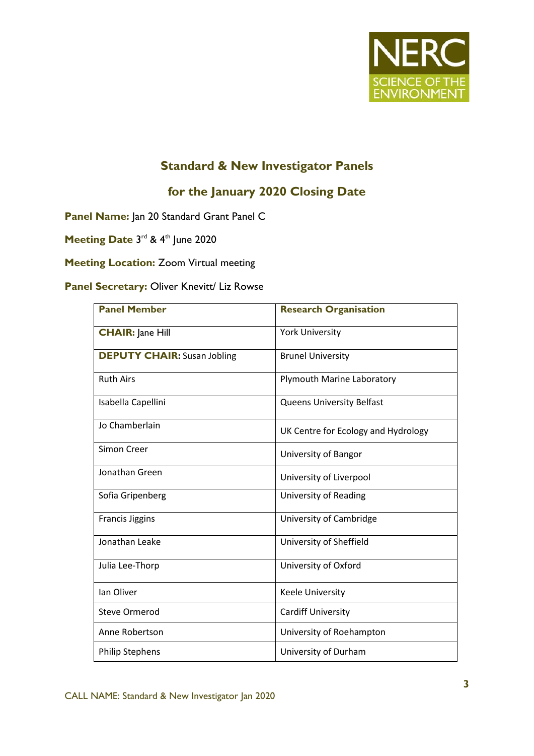## Standard & New Investigator Panels

## for the January 2020 Closing Date

**Panel Name:** Jan 20 Standard Grant Panel C

**Meeting Date** 3rd & 4th June 2020

**Meeting Location:** Zoom Virtual meeting

**Panel Secretary:** Oliver Knevitt/ Liz Rowse

| Panel Member | Research Organisation |
|---|---|
| **CHAIR:** Jane Hill | York University |
| **DEPUTY CHAIR:** Susan Jobling | Brunel University |
| Ruth Airs | Plymouth Marine Laboratory |
| Isabella Capellini | Queens University Belfast |
| Jo Chamberlain | UK Centre for Ecology and Hydrology |
| Simon Creer | University of Bangor |
| Jonathan Green | University of Liverpool |
| Sofia Gripenberg | University of Reading |
| Francis Jiggins | University of Cambridge |
| Jonathan Leake | University of Sheffield |
| Julia Lee-Thorp | University of Oxford |
| Ian Oliver | Keele University |
| Steve Ormerod | Cardiff University |
| Anne Robertson | University of Roehampton |
| Philip Stephens | University of Durham |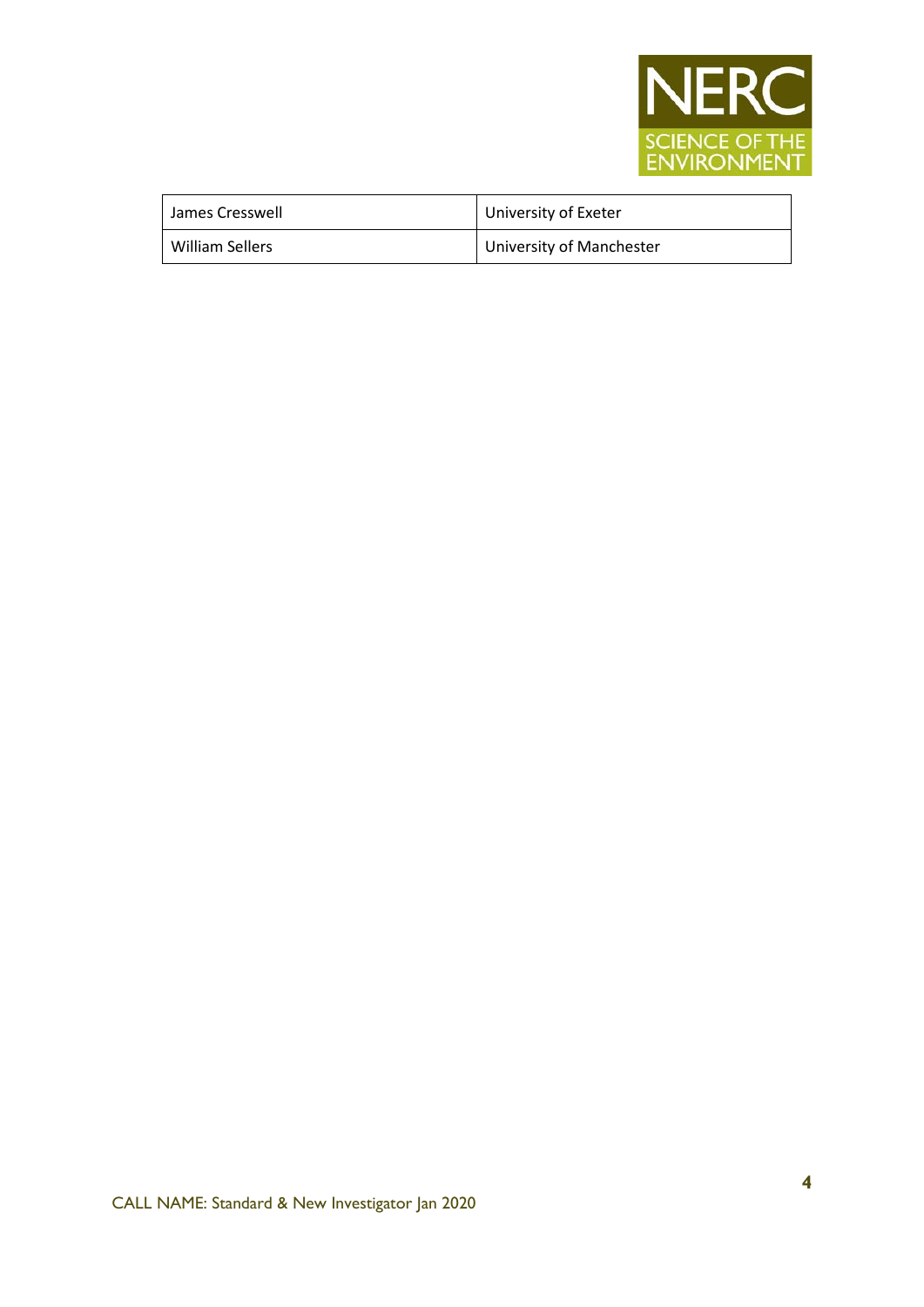| | |
|---|---|
| James Cresswell | University of Exeter |
| William Sellers | University of Manchester |